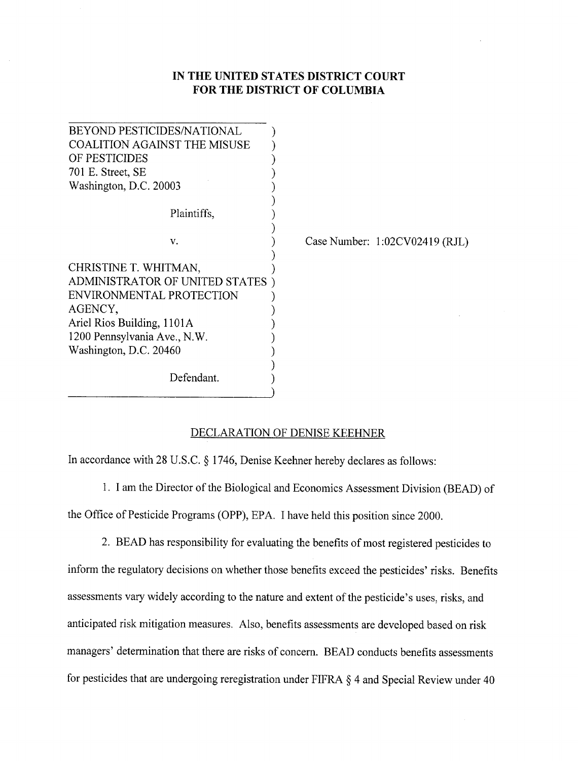**IN THE UNITED STATES DISTRICT COURT**
**FOR THE DISTRICT OF COLUMBIA**

| | |
|---|---|
| BEYOND PESTICIDES/NATIONAL COALITION AGAINST THE MISUSE OF PESTICIDES<br>701 E. Street, SE<br>Washington, D.C. 20003<br><br>Plaintiffs,<br><br>v.<br><br>CHRISTINE T. WHITMAN, ADMINISTRATOR OF UNITED STATES ENVIRONMENTAL PROTECTION AGENCY,<br>Ariel Rios Building, 1101A<br>1200 Pennsylvania Ave., N.W.<br>Washington, D.C. 20460<br><br>Defendant. | Case Number: 1:02CV02419 (RJL) |

DECLARATION OF DENISE KEEHNER

In accordance with 28 U.S.C. § 1746, Denise Keehner hereby declares as follows:

1. I am the Director of the Biological and Economics Assessment Division (BEAD) of the Office of Pesticide Programs (OPP), EPA. I have held this position since 2000.

2. BEAD has responsibility for evaluating the benefits of most registered pesticides to inform the regulatory decisions on whether those benefits exceed the pesticides' risks. Benefits assessments vary widely according to the nature and extent of the pesticide's uses, risks, and anticipated risk mitigation measures. Also, benefits assessments are developed based on risk managers' determination that there are risks of concern. BEAD conducts benefits assessments for pesticides that are undergoing reregistration under FIFRA § 4 and Special Review under 40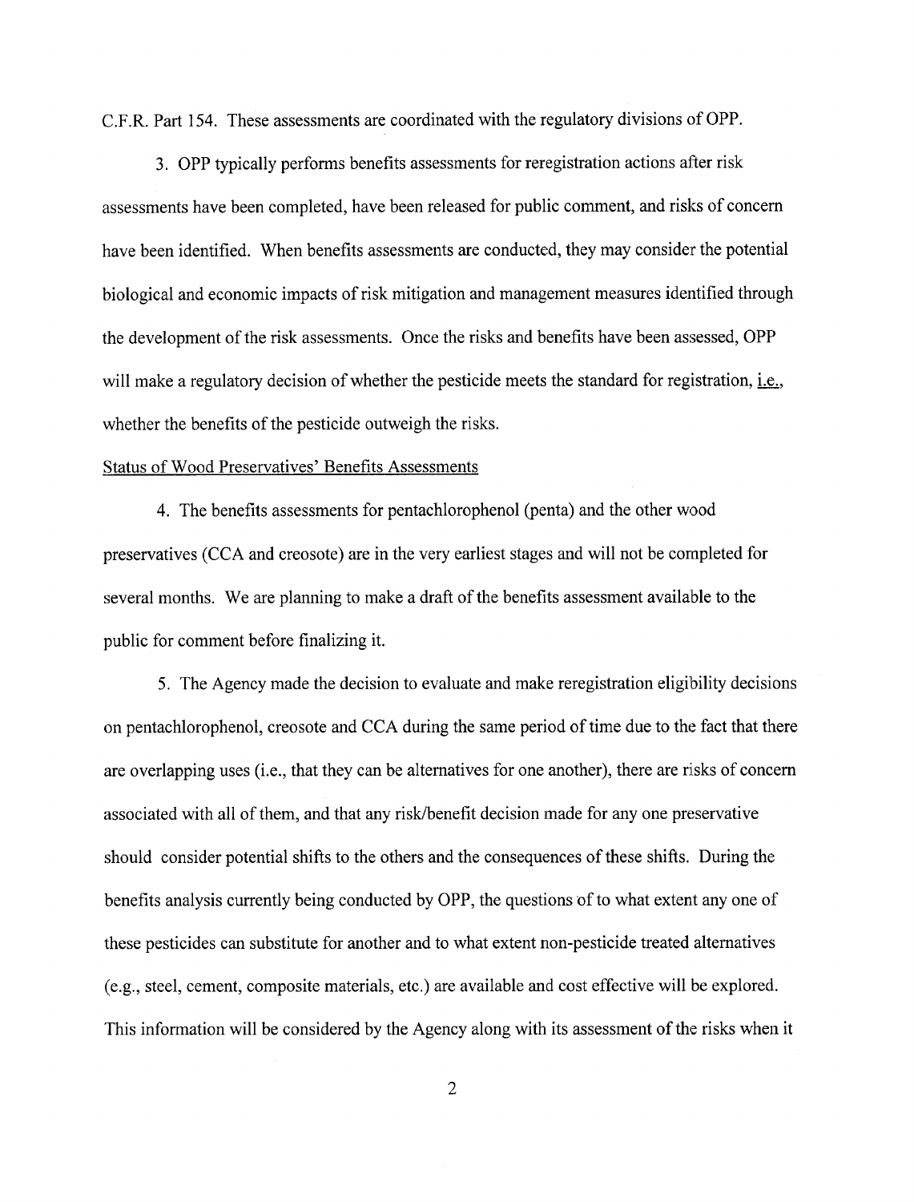C.F.R. Part 154. These assessments are coordinated with the regulatory divisions of OPP.

3. OPP typically performs benefits assessments for reregistration actions after risk assessments have been completed, have been released for public comment, and risks of concern have been identified. When benefits assessments are conducted, they may consider the potential biological and economic impacts of risk mitigation and management measures identified through the development of the risk assessments. Once the risks and benefits have been assessed, OPP will make a regulatory decision of whether the pesticide meets the standard for registration, i.e., whether the benefits of the pesticide outweigh the risks.

Status of Wood Preservatives' Benefits Assessments

4. The benefits assessments for pentachlorophenol (penta) and the other wood preservatives (CCA and creosote) are in the very earliest stages and will not be completed for several months. We are planning to make a draft of the benefits assessment available to the public for comment before finalizing it.

5. The Agency made the decision to evaluate and make reregistration eligibility decisions on pentachlorophenol, creosote and CCA during the same period of time due to the fact that there are overlapping uses (i.e., that they can be alternatives for one another), there are risks of concern associated with all of them, and that any risk/benefit decision made for any one preservative should consider potential shifts to the others and the consequences of these shifts. During the benefits analysis currently being conducted by OPP, the questions of to what extent any one of these pesticides can substitute for another and to what extent non-pesticide treated alternatives (e.g., steel, cement, composite materials, etc.) are available and cost effective will be explored. This information will be considered by the Agency along with its assessment of the risks when it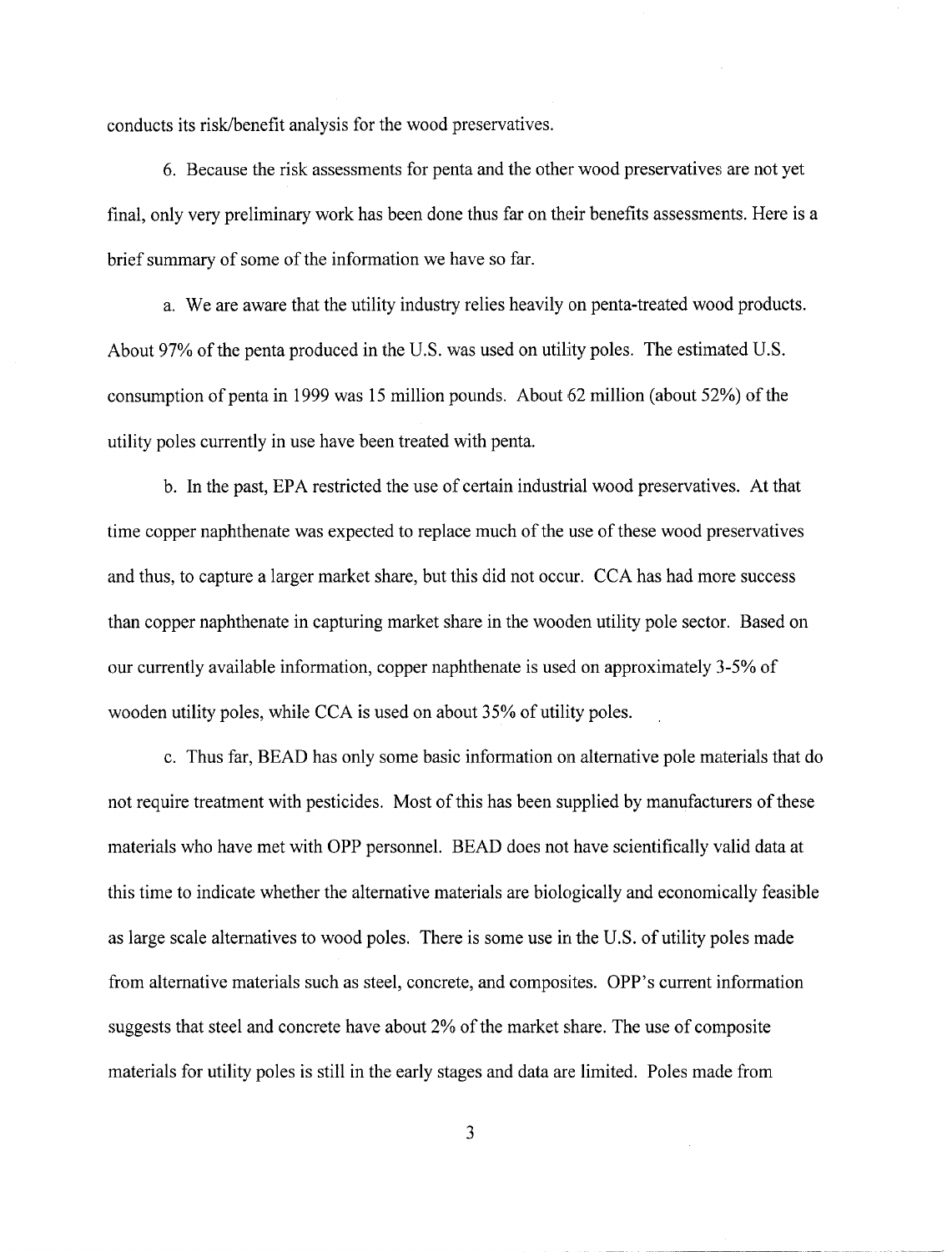conducts its risk/benefit analysis for the wood preservatives.

6. Because the risk assessments for penta and the other wood preservatives are not yet final, only very preliminary work has been done thus far on their benefits assessments. Here is a brief summary of some of the information we have so far.

a. We are aware that the utility industry relies heavily on penta-treated wood products. About 97% of the penta produced in the U.S. was used on utility poles. The estimated U.S. consumption of penta in 1999 was 15 million pounds. About 62 million (about 52%) of the utility poles currently in use have been treated with penta.

b. In the past, EPA restricted the use of certain industrial wood preservatives. At that time copper naphthenate was expected to replace much of the use of these wood preservatives and thus, to capture a larger market share, but this did not occur. CCA has had more success than copper naphthenate in capturing market share in the wooden utility pole sector. Based on our currently available information, copper naphthenate is used on approximately 3-5% of wooden utility poles, while CCA is used on about 35% of utility poles.

c. Thus far, BEAD has only some basic information on alternative pole materials that do not require treatment with pesticides. Most of this has been supplied by manufacturers of these materials who have met with OPP personnel. BEAD does not have scientifically valid data at this time to indicate whether the alternative materials are biologically and economically feasible as large scale alternatives to wood poles. There is some use in the U.S. of utility poles made from alternative materials such as steel, concrete, and composites. OPP's current information suggests that steel and concrete have about 2% of the market share. The use of composite materials for utility poles is still in the early stages and data are limited. Poles made from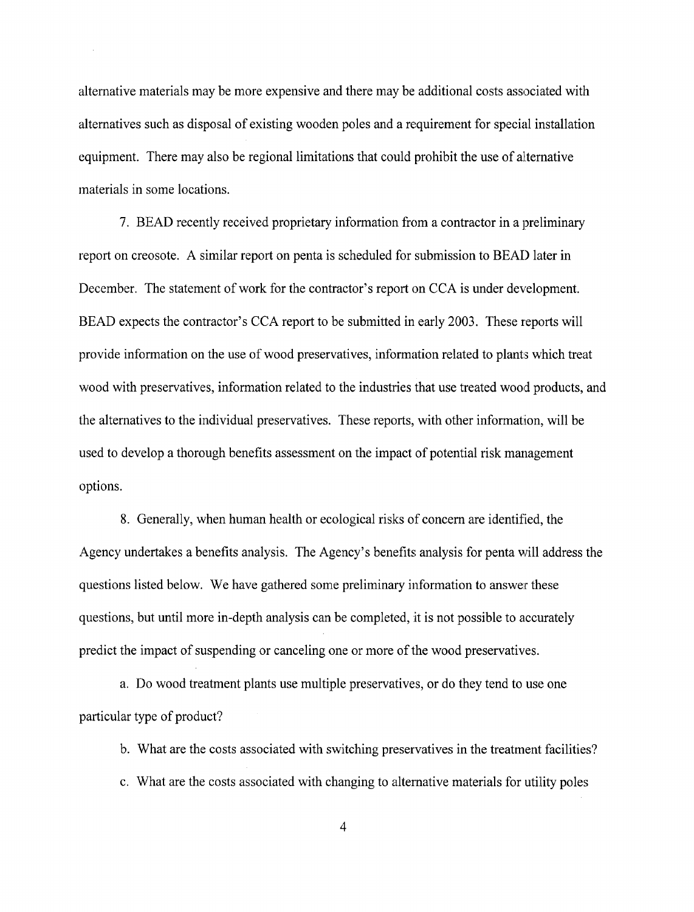alternative materials may be more expensive and there may be additional costs associated with alternatives such as disposal of existing wooden poles and a requirement for special installation equipment. There may also be regional limitations that could prohibit the use of alternative materials in some locations.

7. BEAD recently received proprietary information from a contractor in a preliminary report on creosote. A similar report on penta is scheduled for submission to BEAD later in December. The statement of work for the contractor's report on CCA is under development. BEAD expects the contractor's CCA report to be submitted in early 2003. These reports will provide information on the use of wood preservatives, information related to plants which treat wood with preservatives, information related to the industries that use treated wood products, and the alternatives to the individual preservatives. These reports, with other information, will be used to develop a thorough benefits assessment on the impact of potential risk management options.

8. Generally, when human health or ecological risks of concern are identified, the Agency undertakes a benefits analysis. The Agency's benefits analysis for penta will address the questions listed below. We have gathered some preliminary information to answer these questions, but until more in-depth analysis can be completed, it is not possible to accurately predict the impact of suspending or canceling one or more of the wood preservatives.

a. Do wood treatment plants use multiple preservatives, or do they tend to use one particular type of product?

b. What are the costs associated with switching preservatives in the treatment facilities?

c. What are the costs associated with changing to alternative materials for utility poles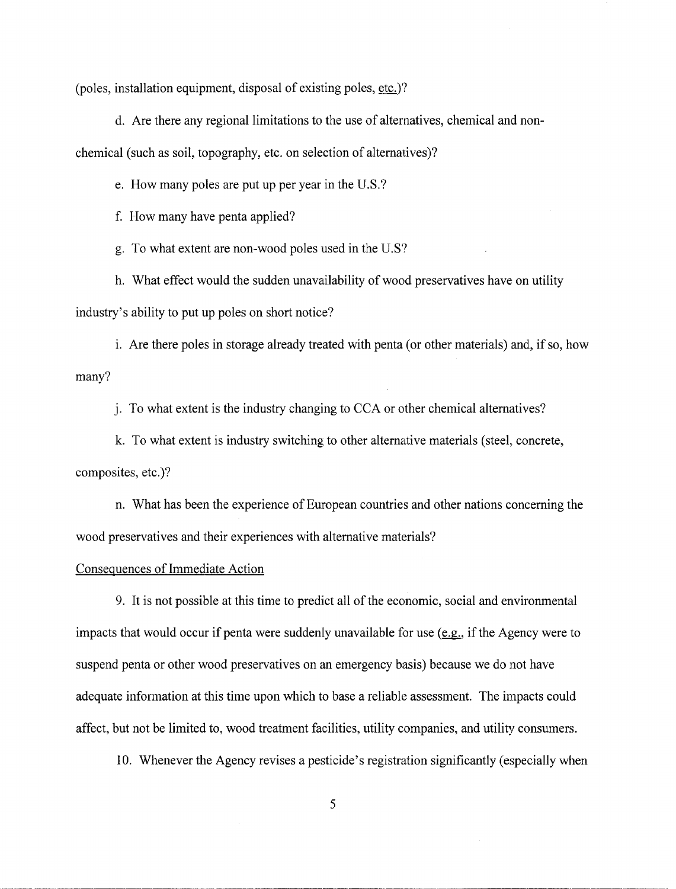(poles, installation equipment, disposal of existing poles, etc.)?

d. Are there any regional limitations to the use of alternatives, chemical and non-chemical (such as soil, topography, etc. on selection of alternatives)?

e. How many poles are put up per year in the U.S.?

f. How many have penta applied?

g. To what extent are non-wood poles used in the U.S?

h. What effect would the sudden unavailability of wood preservatives have on utility industry's ability to put up poles on short notice?

i. Are there poles in storage already treated with penta (or other materials) and, if so, how many?

j. To what extent is the industry changing to CCA or other chemical alternatives?

k. To what extent is industry switching to other alternative materials (steel, concrete, composites, etc.)?

n. What has been the experience of European countries and other nations concerning the wood preservatives and their experiences with alternative materials?

Consequences of Immediate Action

9. It is not possible at this time to predict all of the economic, social and environmental impacts that would occur if penta were suddenly unavailable for use (e.g., if the Agency were to suspend penta or other wood preservatives on an emergency basis) because we do not have adequate information at this time upon which to base a reliable assessment. The impacts could affect, but not be limited to, wood treatment facilities, utility companies, and utility consumers.

10. Whenever the Agency revises a pesticide's registration significantly (especially when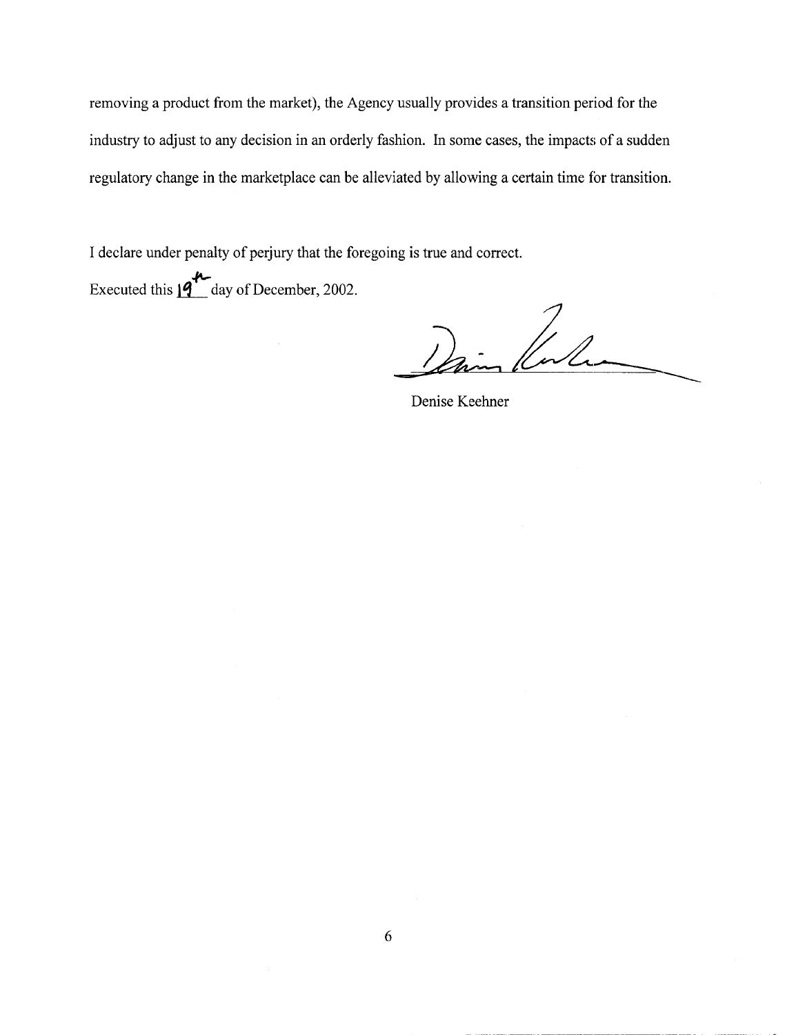removing a product from the market), the Agency usually provides a transition period for the industry to adjust to any decision in an orderly fashion. In some cases, the impacts of a sudden regulatory change in the marketplace can be alleviated by allowing a certain time for transition.

I declare under penalty of perjury that the foregoing is true and correct.

Executed this 19th day of December, 2002.

Denise Keehner